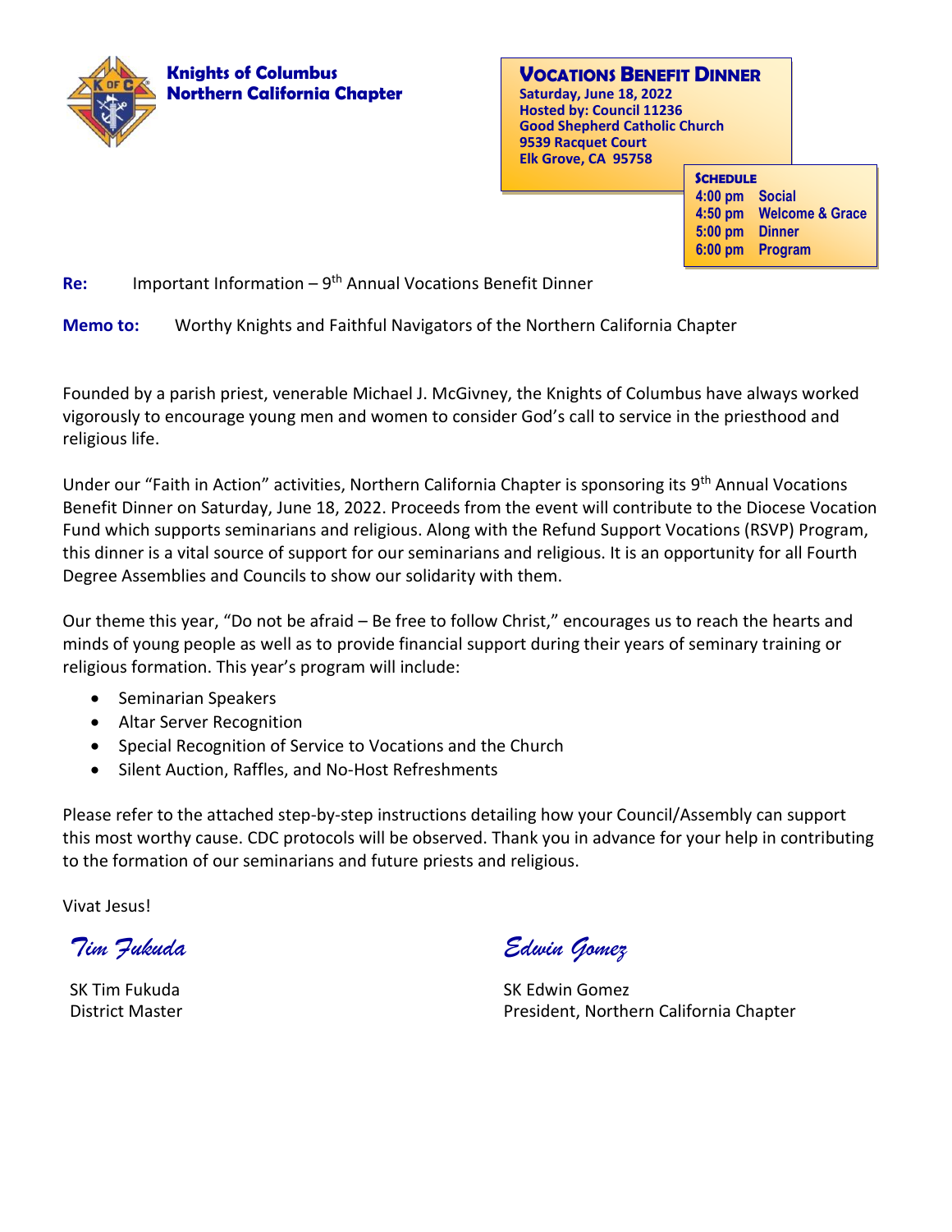**Knights of Columbus**
**Northern California Chapter**

## VOCATIONS BENEFIT DINNER

**Saturday, June 18, 2022**
**Hosted by: Council 11236**
**Good Shepherd Catholic Church**
**9539 Racquet Court**
**Elk Grove, CA 95758**

**SCHEDULE**

| | |
|---|---|
| **4:00 pm** | **Social** |
| **4:50 pm** | **Welcome & Grace** |
| **5:00 pm** | **Dinner** |
| **6:00 pm** | **Program** |

**Re:** Important Information – 9th Annual Vocations Benefit Dinner

**Memo to:** Worthy Knights and Faithful Navigators of the Northern California Chapter

Founded by a parish priest, venerable Michael J. McGivney, the Knights of Columbus have always worked vigorously to encourage young men and women to consider God's call to service in the priesthood and religious life.

Under our "Faith in Action" activities, Northern California Chapter is sponsoring its 9th Annual Vocations Benefit Dinner on Saturday, June 18, 2022. Proceeds from the event will contribute to the Diocese Vocation Fund which supports seminarians and religious. Along with the Refund Support Vocations (RSVP) Program, this dinner is a vital source of support for our seminarians and religious. It is an opportunity for all Fourth Degree Assemblies and Councils to show our solidarity with them.

Our theme this year, "Do not be afraid – Be free to follow Christ," encourages us to reach the hearts and minds of young people as well as to provide financial support during their years of seminary training or religious formation. This year's program will include:

- Seminarian Speakers
- Altar Server Recognition
- Special Recognition of Service to Vocations and the Church
- Silent Auction, Raffles, and No-Host Refreshments

Please refer to the attached step-by-step instructions detailing how your Council/Assembly can support this most worthy cause. CDC protocols will be observed. Thank you in advance for your help in contributing to the formation of our seminarians and future priests and religious.

Vivat Jesus!

*Tim Fukuda*

SK Tim Fukuda
District Master

*Edwin Gomez*

SK Edwin Gomez
President, Northern California Chapter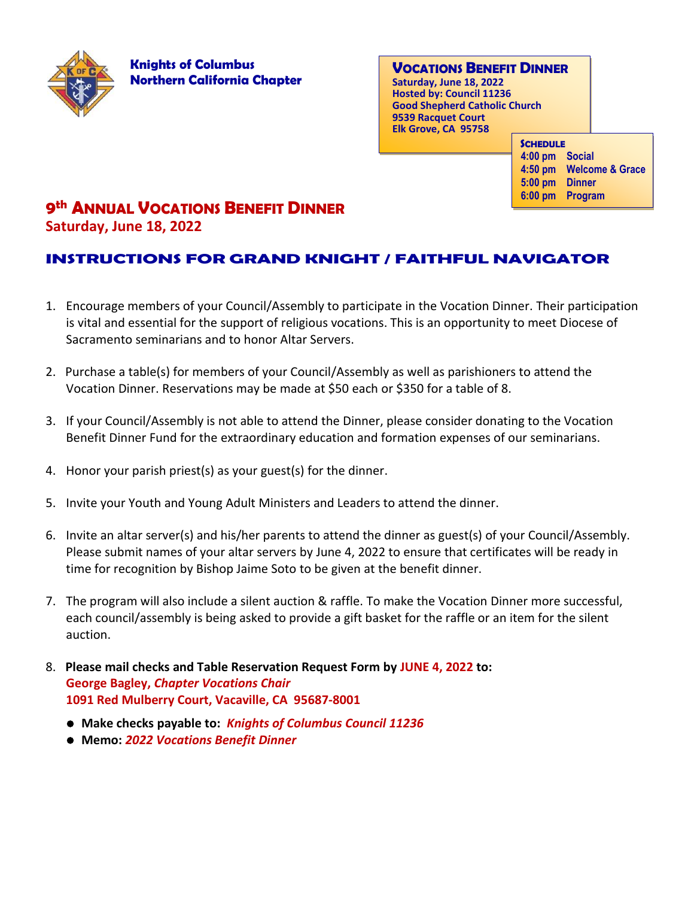**Knights of Columbus**
**Northern California Chapter**

**VOCATIONS BENEFIT DINNER**
**Saturday, June 18, 2022**
**Hosted by: Council 11236**
**Good Shepherd Catholic Church**
**9539 Racquet Court**
**Elk Grove, CA 95758**

**SCHEDULE**

| | |
|---|---|
| 4:00 pm | Social |
| 4:50 pm | Welcome & Grace |
| 5:00 pm | Dinner |
| 6:00 pm | Program |

# 9th ANNUAL VOCATIONS BENEFIT DINNER

**Saturday, June 18, 2022**

## INSTRUCTIONS FOR GRAND KNIGHT / FAITHFUL NAVIGATOR

1. Encourage members of your Council/Assembly to participate in the Vocation Dinner. Their participation is vital and essential for the support of religious vocations. This is an opportunity to meet Diocese of Sacramento seminarians and to honor Altar Servers.

2. Purchase a table(s) for members of your Council/Assembly as well as parishioners to attend the Vocation Dinner. Reservations may be made at $50 each or $350 for a table of 8.

3. If your Council/Assembly is not able to attend the Dinner, please consider donating to the Vocation Benefit Dinner Fund for the extraordinary education and formation expenses of our seminarians.

4. Honor your parish priest(s) as your guest(s) for the dinner.

5. Invite your Youth and Young Adult Ministers and Leaders to attend the dinner.

6. Invite an altar server(s) and his/her parents to attend the dinner as guest(s) of your Council/Assembly. Please submit names of your altar servers by June 4, 2022 to ensure that certificates will be ready in time for recognition by Bishop Jaime Soto to be given at the benefit dinner.

7. The program will also include a silent auction & raffle. To make the Vocation Dinner more successful, each council/assembly is being asked to provide a gift basket for the raffle or an item for the silent auction.

8. **Please mail checks and Table Reservation Request Form by JUNE 4, 2022 to:**
   **George Bagley, *Chapter Vocations Chair***
   **1091 Red Mulberry Court, Vacaville, CA 95687-8001**
   - **Make checks payable to: *Knights of Columbus Council 11236***
   - **Memo: *2022 Vocations Benefit Dinner***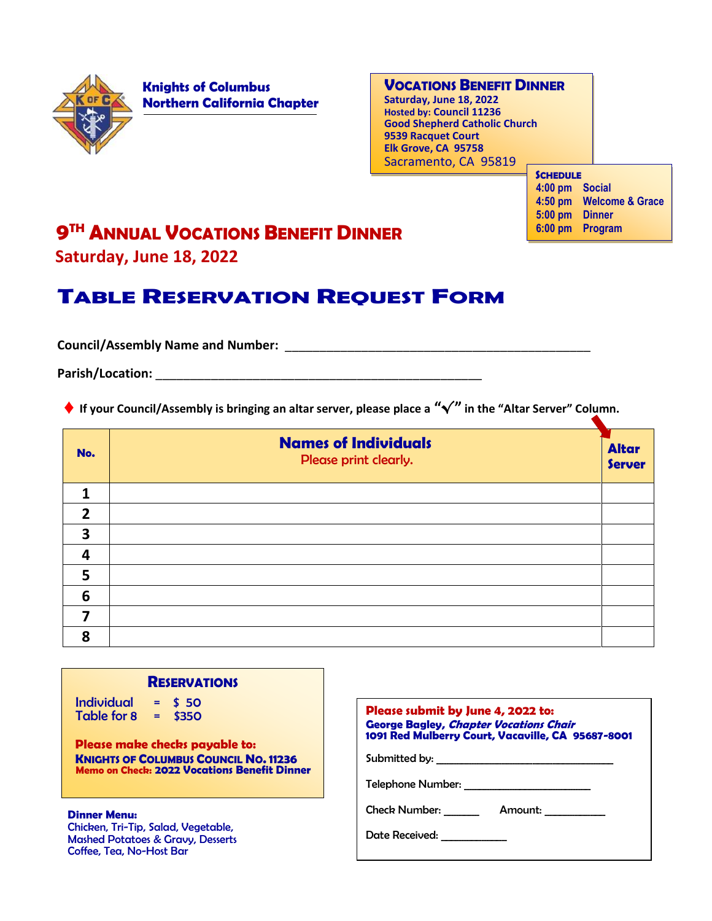**Knights of Columbus**
**Northern California Chapter**

**VOCATIONS BENEFIT DINNER**
**Saturday, June 18, 2022**
**Hosted by: Council 11236**
**Good Shepherd Catholic Church**
**9539 Racquet Court**
**Elk Grove, CA 95758**
Sacramento, CA 95819

**SCHEDULE**
4:00 pm Social
4:50 pm Welcome & Grace
5:00 pm Dinner
6:00 pm Program

# 9TH ANNUAL VOCATIONS BENEFIT DINNER

**Saturday, June 18, 2022**

# TABLE RESERVATION REQUEST FORM

**Council/Assembly Name and Number:** _______________________________________________

**Parish/Location:** __________________________________________________

♦ **If your Council/Assembly is bringing an altar server, please place a "√" in the "Altar Server" Column.**

| No. | Names of Individuals<br>Please print clearly. | Altar Server |
|---|---|---|
| 1 | | |
| 2 | | |
| 3 | | |
| 4 | | |
| 5 | | |
| 6 | | |
| 7 | | |
| 8 | | |

**RESERVATIONS**

Individual = $ 50
Table for 8 = $350

**Please make checks payable to:**
**KNIGHTS OF COLUMBUS COUNCIL NO. 11236**
**Memo on Check: 2022 Vocations Benefit Dinner**

**Dinner Menu:**
Chicken, Tri-Tip, Salad, Vegetable,
Mashed Potatoes & Gravy, Desserts
Coffee, Tea, No-Host Bar

**Please submit by June 4, 2022 to:**
**George Bagley, *Chapter Vocations Chair***
**1091 Red Mulberry Court, Vacaville, CA 95687-8001**

Submitted by: ________________________________

Telephone Number: ______________________

Check Number: ______ Amount: __________

Date Received: ___________